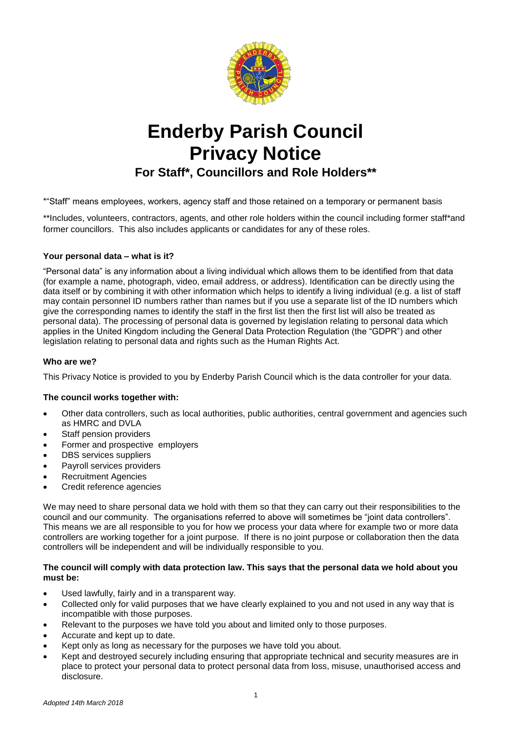# Enderby Parish Council Privacy Notice

## For Staff*, Councillors and Role Holders**

*"Staff" means employees, workers, agency staff and those retained on a temporary or permanent basis

**Includes, volunteers, contractors, agents, and other role holders within the council including former staff*and former councillors. This also includes applicants or candidates for any of these roles.

**Your personal data – what is it?**

"Personal data" is any information about a living individual which allows them to be identified from that data (for example a name, photograph, video, email address, or address). Identification can be directly using the data itself or by combining it with other information which helps to identify a living individual (e.g. a list of staff may contain personnel ID numbers rather than names but if you use a separate list of the ID numbers which give the corresponding names to identify the staff in the first list then the first list will also be treated as personal data). The processing of personal data is governed by legislation relating to personal data which applies in the United Kingdom including the General Data Protection Regulation (the "GDPR") and other legislation relating to personal data and rights such as the Human Rights Act.

**Who are we?**

This Privacy Notice is provided to you by Enderby Parish Council which is the data controller for your data.

**The council works together with:**

- Other data controllers, such as local authorities, public authorities, central government and agencies such as HMRC and DVLA
- Staff pension providers
- Former and prospective employers
- DBS services suppliers
- Payroll services providers
- Recruitment Agencies
- Credit reference agencies

We may need to share personal data we hold with them so that they can carry out their responsibilities to the council and our community. The organisations referred to above will sometimes be "joint data controllers". This means we are all responsible to you for how we process your data where for example two or more data controllers are working together for a joint purpose. If there is no joint purpose or collaboration then the data controllers will be independent and will be individually responsible to you.

**The council will comply with data protection law. This says that the personal data we hold about you must be:**

- Used lawfully, fairly and in a transparent way.
- Collected only for valid purposes that we have clearly explained to you and not used in any way that is incompatible with those purposes.
- Relevant to the purposes we have told you about and limited only to those purposes.
- Accurate and kept up to date.
- Kept only as long as necessary for the purposes we have told you about.
- Kept and destroyed securely including ensuring that appropriate technical and security measures are in place to protect your personal data to protect personal data from loss, misuse, unauthorised access and disclosure.

*Adopted 14th March 2018*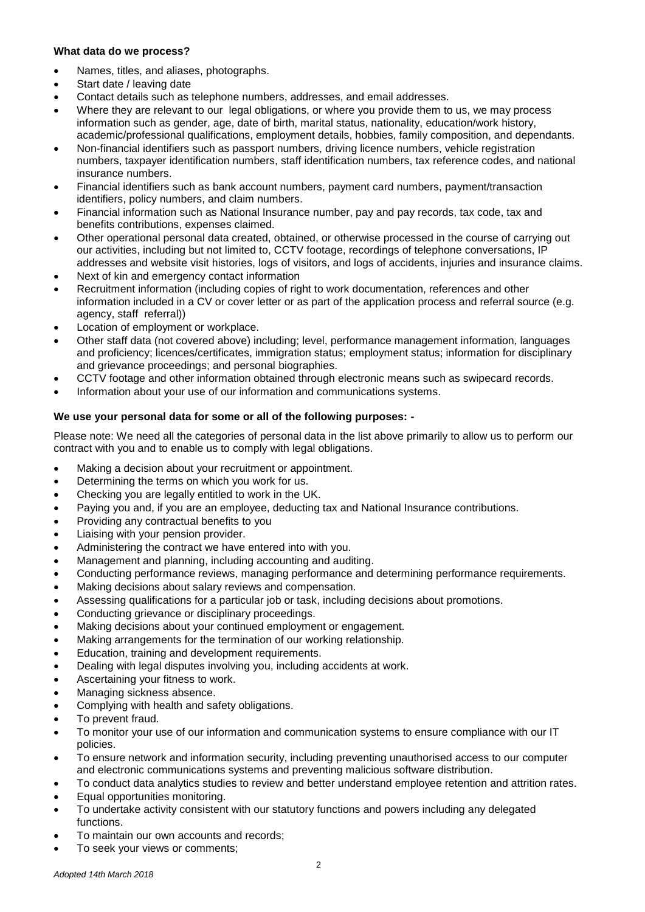**What data do we process?**

- Names, titles, and aliases, photographs.
- Start date / leaving date
- Contact details such as telephone numbers, addresses, and email addresses.
- Where they are relevant to our legal obligations, or where you provide them to us, we may process information such as gender, age, date of birth, marital status, nationality, education/work history, academic/professional qualifications, employment details, hobbies, family composition, and dependants.
- Non-financial identifiers such as passport numbers, driving licence numbers, vehicle registration numbers, taxpayer identification numbers, staff identification numbers, tax reference codes, and national insurance numbers.
- Financial identifiers such as bank account numbers, payment card numbers, payment/transaction identifiers, policy numbers, and claim numbers.
- Financial information such as National Insurance number, pay and pay records, tax code, tax and benefits contributions, expenses claimed.
- Other operational personal data created, obtained, or otherwise processed in the course of carrying out our activities, including but not limited to, CCTV footage, recordings of telephone conversations, IP addresses and website visit histories, logs of visitors, and logs of accidents, injuries and insurance claims.
- Next of kin and emergency contact information
- Recruitment information (including copies of right to work documentation, references and other information included in a CV or cover letter or as part of the application process and referral source (e.g. agency, staff referral))
- Location of employment or workplace.
- Other staff data (not covered above) including; level, performance management information, languages and proficiency; licences/certificates, immigration status; employment status; information for disciplinary and grievance proceedings; and personal biographies.
- CCTV footage and other information obtained through electronic means such as swipecard records.
- Information about your use of our information and communications systems.

**We use your personal data for some or all of the following purposes: -**

Please note: We need all the categories of personal data in the list above primarily to allow us to perform our contract with you and to enable us to comply with legal obligations.

- Making a decision about your recruitment or appointment.
- Determining the terms on which you work for us.
- Checking you are legally entitled to work in the UK.
- Paying you and, if you are an employee, deducting tax and National Insurance contributions.
- Providing any contractual benefits to you
- Liaising with your pension provider.
- Administering the contract we have entered into with you.
- Management and planning, including accounting and auditing.
- Conducting performance reviews, managing performance and determining performance requirements.
- Making decisions about salary reviews and compensation.
- Assessing qualifications for a particular job or task, including decisions about promotions.
- Conducting grievance or disciplinary proceedings.
- Making decisions about your continued employment or engagement.
- Making arrangements for the termination of our working relationship.
- Education, training and development requirements.
- Dealing with legal disputes involving you, including accidents at work.
- Ascertaining your fitness to work.
- Managing sickness absence.
- Complying with health and safety obligations.
- To prevent fraud.
- To monitor your use of our information and communication systems to ensure compliance with our IT policies.
- To ensure network and information security, including preventing unauthorised access to our computer and electronic communications systems and preventing malicious software distribution.
- To conduct data analytics studies to review and better understand employee retention and attrition rates.
- Equal opportunities monitoring.
- To undertake activity consistent with our statutory functions and powers including any delegated functions.
- To maintain our own accounts and records;
- To seek your views or comments;

*Adopted 14th March 2018*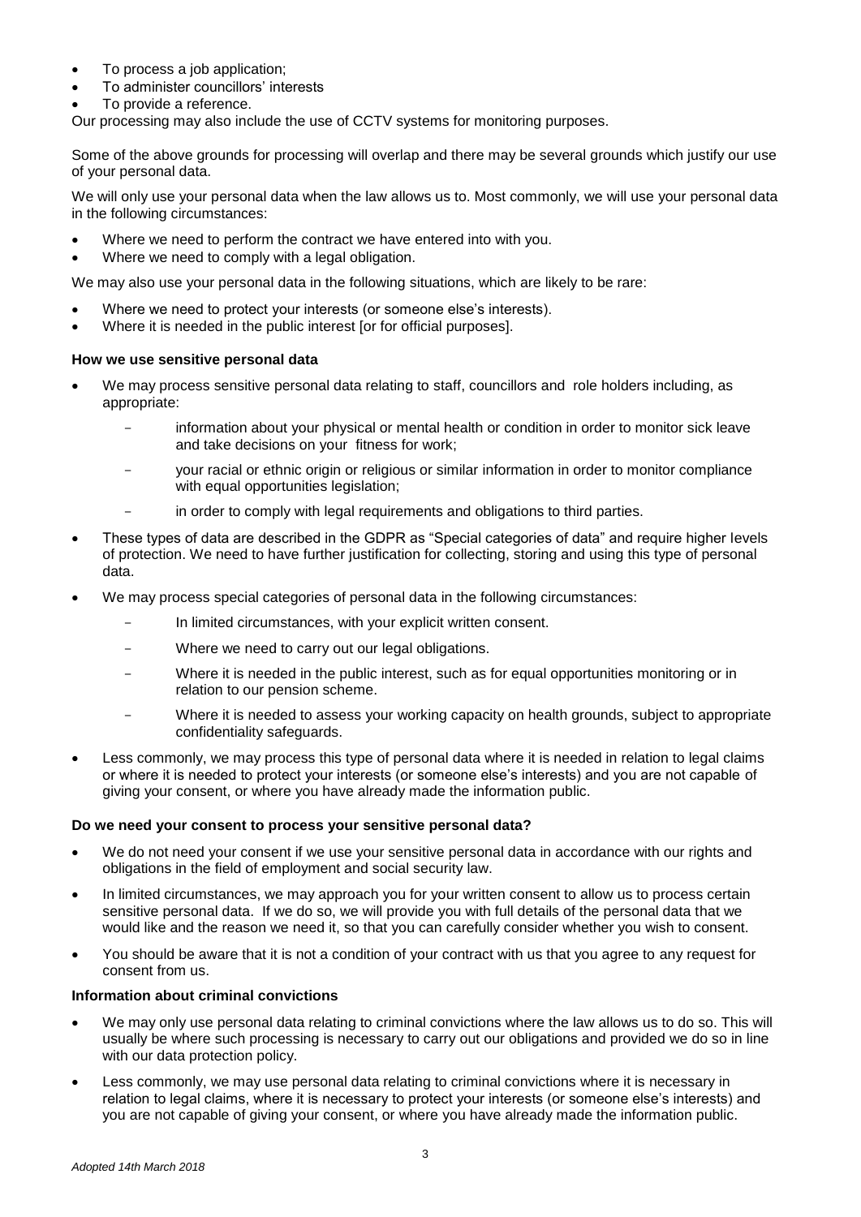- To process a job application;
- To administer councillors' interests
- To provide a reference.

Our processing may also include the use of CCTV systems for monitoring purposes.

Some of the above grounds for processing will overlap and there may be several grounds which justify our use of your personal data.

We will only use your personal data when the law allows us to. Most commonly, we will use your personal data in the following circumstances:

- Where we need to perform the contract we have entered into with you.
- Where we need to comply with a legal obligation.

We may also use your personal data in the following situations, which are likely to be rare:

- Where we need to protect your interests (or someone else's interests).
- Where it is needed in the public interest [or for official purposes].

**How we use sensitive personal data**

- We may process sensitive personal data relating to staff, councillors and role holders including, as appropriate:
    - information about your physical or mental health or condition in order to monitor sick leave and take decisions on your fitness for work;
    - your racial or ethnic origin or religious or similar information in order to monitor compliance with equal opportunities legislation;
    - in order to comply with legal requirements and obligations to third parties.
- These types of data are described in the GDPR as "Special categories of data" and require higher levels of protection. We need to have further justification for collecting, storing and using this type of personal data.
- We may process special categories of personal data in the following circumstances:
    - In limited circumstances, with your explicit written consent.
    - Where we need to carry out our legal obligations.
    - Where it is needed in the public interest, such as for equal opportunities monitoring or in relation to our pension scheme.
    - Where it is needed to assess your working capacity on health grounds, subject to appropriate confidentiality safeguards.
- Less commonly, we may process this type of personal data where it is needed in relation to legal claims or where it is needed to protect your interests (or someone else's interests) and you are not capable of giving your consent, or where you have already made the information public.

**Do we need your consent to process your sensitive personal data?**

- We do not need your consent if we use your sensitive personal data in accordance with our rights and obligations in the field of employment and social security law.
- In limited circumstances, we may approach you for your written consent to allow us to process certain sensitive personal data. If we do so, we will provide you with full details of the personal data that we would like and the reason we need it, so that you can carefully consider whether you wish to consent.
- You should be aware that it is not a condition of your contract with us that you agree to any request for consent from us.

**Information about criminal convictions**

- We may only use personal data relating to criminal convictions where the law allows us to do so. This will usually be where such processing is necessary to carry out our obligations and provided we do so in line with our data protection policy.
- Less commonly, we may use personal data relating to criminal convictions where it is necessary in relation to legal claims, where it is necessary to protect your interests (or someone else's interests) and you are not capable of giving your consent, or where you have already made the information public.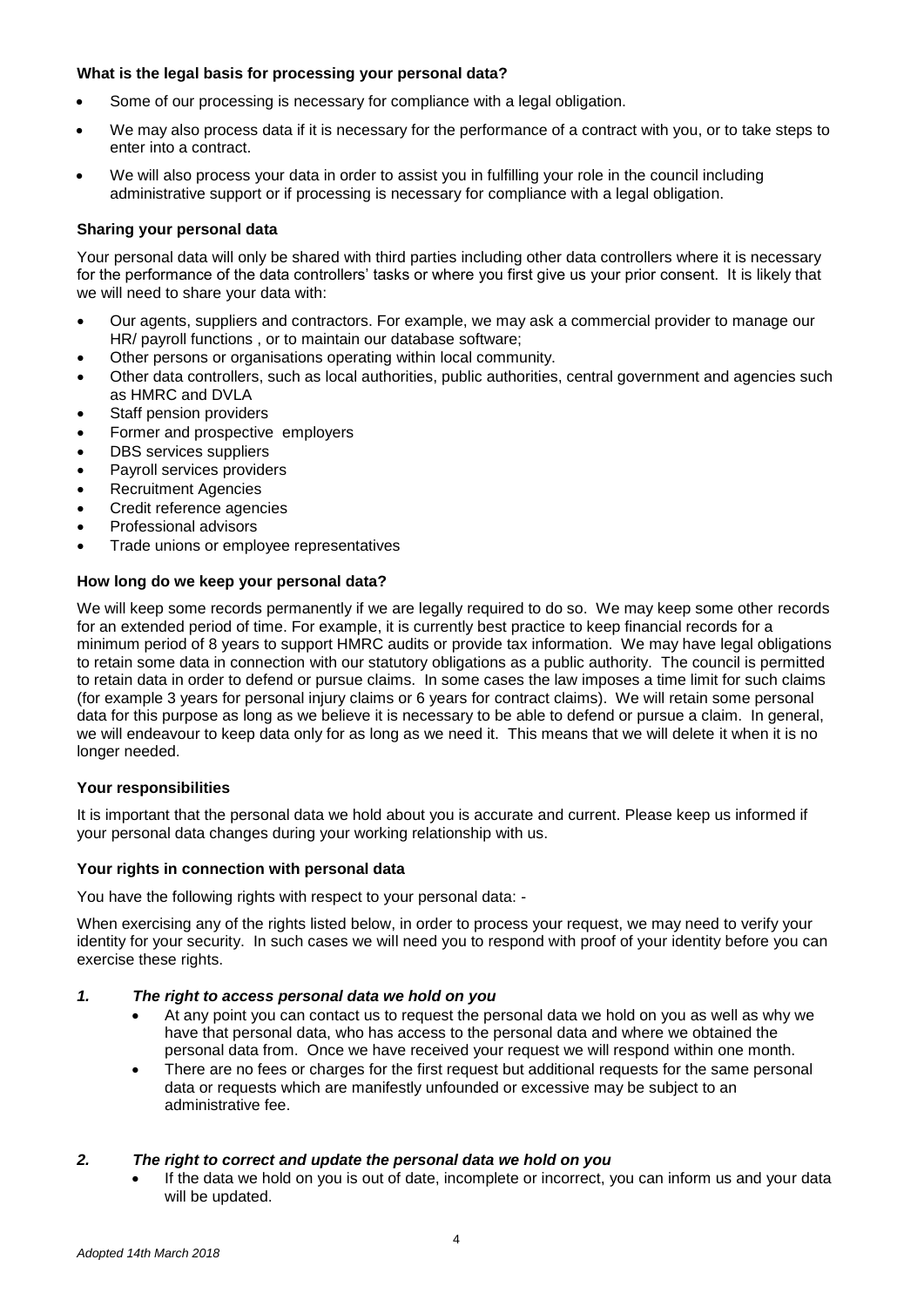**What is the legal basis for processing your personal data?**

- Some of our processing is necessary for compliance with a legal obligation.
- We may also process data if it is necessary for the performance of a contract with you, or to take steps to enter into a contract.
- We will also process your data in order to assist you in fulfilling your role in the council including administrative support or if processing is necessary for compliance with a legal obligation.

**Sharing your personal data**

Your personal data will only be shared with third parties including other data controllers where it is necessary for the performance of the data controllers' tasks or where you first give us your prior consent. It is likely that we will need to share your data with:

- Our agents, suppliers and contractors. For example, we may ask a commercial provider to manage our HR/ payroll functions , or to maintain our database software;
- Other persons or organisations operating within local community.
- Other data controllers, such as local authorities, public authorities, central government and agencies such as HMRC and DVLA
- Staff pension providers
- Former and prospective employers
- DBS services suppliers
- Payroll services providers
- Recruitment Agencies
- Credit reference agencies
- Professional advisors
- Trade unions or employee representatives

**How long do we keep your personal data?**

We will keep some records permanently if we are legally required to do so. We may keep some other records for an extended period of time. For example, it is currently best practice to keep financial records for a minimum period of 8 years to support HMRC audits or provide tax information. We may have legal obligations to retain some data in connection with our statutory obligations as a public authority. The council is permitted to retain data in order to defend or pursue claims. In some cases the law imposes a time limit for such claims (for example 3 years for personal injury claims or 6 years for contract claims). We will retain some personal data for this purpose as long as we believe it is necessary to be able to defend or pursue a claim. In general, we will endeavour to keep data only for as long as we need it. This means that we will delete it when it is no longer needed.

**Your responsibilities**

It is important that the personal data we hold about you is accurate and current. Please keep us informed if your personal data changes during your working relationship with us.

**Your rights in connection with personal data**

You have the following rights with respect to your personal data: -

When exercising any of the rights listed below, in order to process your request, we may need to verify your identity for your security. In such cases we will need you to respond with proof of your identity before you can exercise these rights.

***1. The right to access personal data we hold on you***

- At any point you can contact us to request the personal data we hold on you as well as why we have that personal data, who has access to the personal data and where we obtained the personal data from. Once we have received your request we will respond within one month.
- There are no fees or charges for the first request but additional requests for the same personal data or requests which are manifestly unfounded or excessive may be subject to an administrative fee.

***2. The right to correct and update the personal data we hold on you***

- If the data we hold on you is out of date, incomplete or incorrect, you can inform us and your data will be updated.

*Adopted 14th March 2018*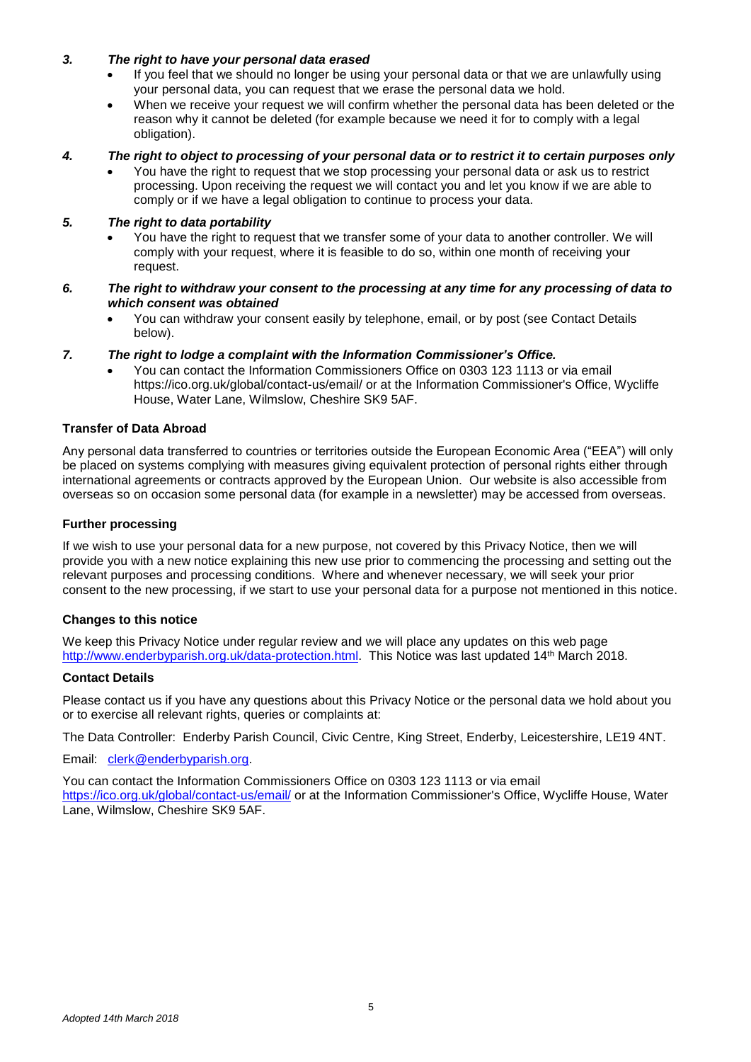### *3. The right to have your personal data erased*

- If you feel that we should no longer be using your personal data or that we are unlawfully using your personal data, you can request that we erase the personal data we hold.
- When we receive your request we will confirm whether the personal data has been deleted or the reason why it cannot be deleted (for example because we need it for to comply with a legal obligation).

### *4. The right to object to processing of your personal data or to restrict it to certain purposes only*

- You have the right to request that we stop processing your personal data or ask us to restrict processing. Upon receiving the request we will contact you and let you know if we are able to comply or if we have a legal obligation to continue to process your data.

### *5. The right to data portability*

- You have the right to request that we transfer some of your data to another controller. We will comply with your request, where it is feasible to do so, within one month of receiving your request.

### *6. The right to withdraw your consent to the processing at any time for any processing of data to which consent was obtained*

- You can withdraw your consent easily by telephone, email, or by post (see Contact Details below).

### *7. The right to lodge a complaint with the Information Commissioner's Office.*

- You can contact the Information Commissioners Office on 0303 123 1113 or via email https://ico.org.uk/global/contact-us/email/ or at the Information Commissioner's Office, Wycliffe House, Water Lane, Wilmslow, Cheshire SK9 5AF.

**Transfer of Data Abroad**

Any personal data transferred to countries or territories outside the European Economic Area ("EEA") will only be placed on systems complying with measures giving equivalent protection of personal rights either through international agreements or contracts approved by the European Union. Our website is also accessible from overseas so on occasion some personal data (for example in a newsletter) may be accessed from overseas.

**Further processing**

If we wish to use your personal data for a new purpose, not covered by this Privacy Notice, then we will provide you with a new notice explaining this new use prior to commencing the processing and setting out the relevant purposes and processing conditions. Where and whenever necessary, we will seek your prior consent to the new processing, if we start to use your personal data for a purpose not mentioned in this notice.

**Changes to this notice**

We keep this Privacy Notice under regular review and we will place any updates on this web page http://www.enderbyparish.org.uk/data-protection.html. This Notice was last updated 14th March 2018.

**Contact Details**

Please contact us if you have any questions about this Privacy Notice or the personal data we hold about you or to exercise all relevant rights, queries or complaints at:

The Data Controller: Enderby Parish Council, Civic Centre, King Street, Enderby, Leicestershire, LE19 4NT.

Email: clerk@enderbyparish.org.

You can contact the Information Commissioners Office on 0303 123 1113 or via email https://ico.org.uk/global/contact-us/email/ or at the Information Commissioner's Office, Wycliffe House, Water Lane, Wilmslow, Cheshire SK9 5AF.

*Adopted 14th March 2018*